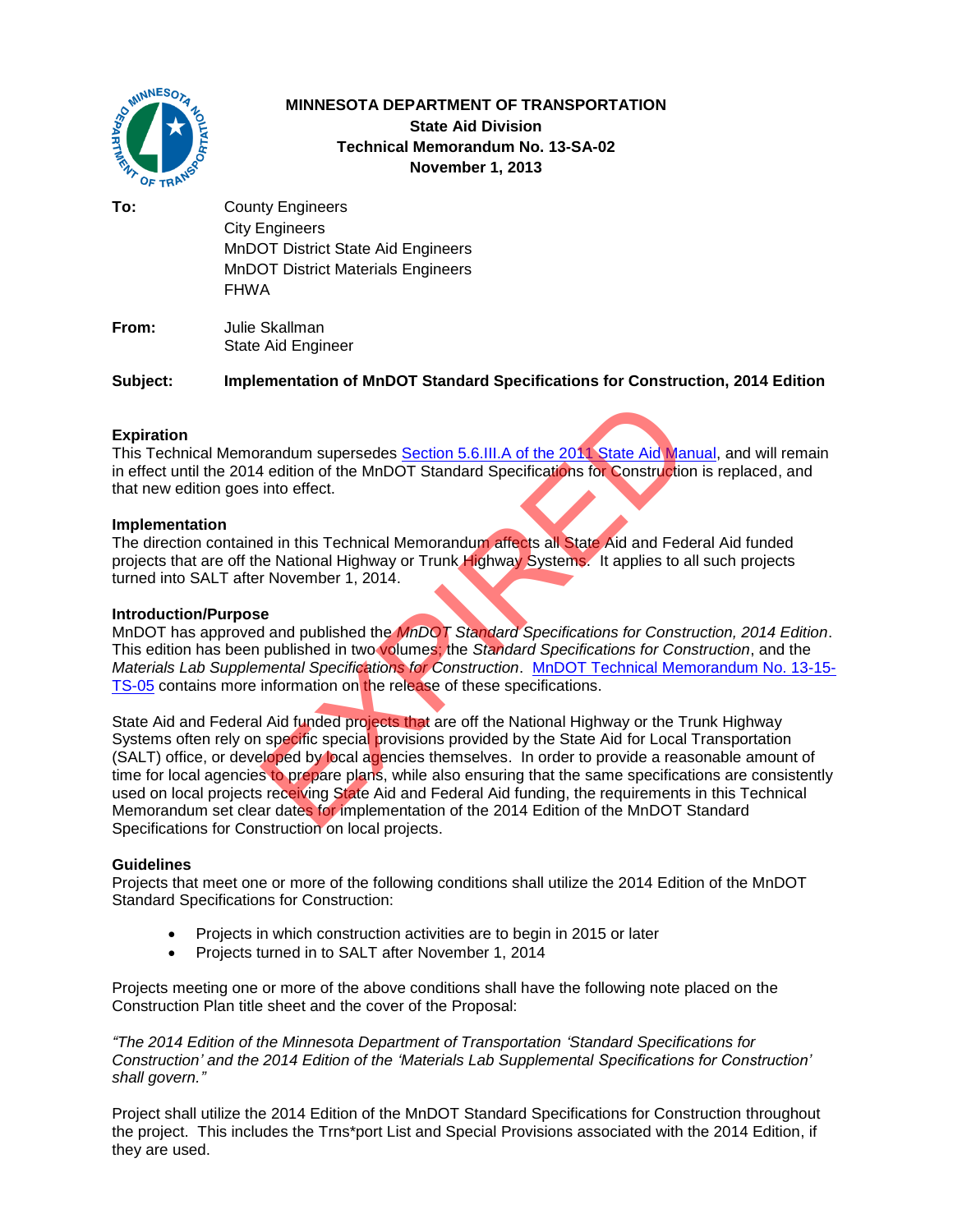**MINNESOTA DEPARTMENT OF TRANSPORTATION**
**State Aid Division**
**Technical Memorandum No. 13-SA-02**
**November 1, 2013**

**To:** County Engineers
City Engineers
MnDOT District State Aid Engineers
MnDOT District Materials Engineers
FHWA

**From:** Julie Skallman
State Aid Engineer

**Subject:** **Implementation of MnDOT Standard Specifications for Construction, 2014 Edition**

EXPIRED

### Expiration

This Technical Memorandum supersedes Section 5.6.III.A of the 2011 State Aid Manual, and will remain in effect until the 2014 edition of the MnDOT Standard Specifications for Construction is replaced, and that new edition goes into effect.

### Implementation

The direction contained in this Technical Memorandum affects all State Aid and Federal Aid funded projects that are off the National Highway or Trunk Highway Systems. It applies to all such projects turned into SALT after November 1, 2014.

### Introduction/Purpose

MnDOT has approved and published the *MnDOT Standard Specifications for Construction, 2014 Edition*. This edition has been published in two volumes; the *Standard Specifications for Construction*, and the *Materials Lab Supplemental Specifications for Construction*. MnDOT Technical Memorandum No. 13-15-TS-05 contains more information on the release of these specifications.

State Aid and Federal Aid funded projects that are off the National Highway or the Trunk Highway Systems often rely on specific special provisions provided by the State Aid for Local Transportation (SALT) office, or developed by local agencies themselves. In order to provide a reasonable amount of time for local agencies to prepare plans, while also ensuring that the same specifications are consistently used on local projects receiving State Aid and Federal Aid funding, the requirements in this Technical Memorandum set clear dates for implementation of the 2014 Edition of the MnDOT Standard Specifications for Construction on local projects.

### Guidelines

Projects that meet one or more of the following conditions shall utilize the 2014 Edition of the MnDOT Standard Specifications for Construction:

- Projects in which construction activities are to begin in 2015 or later
- Projects turned in to SALT after November 1, 2014

Projects meeting one or more of the above conditions shall have the following note placed on the Construction Plan title sheet and the cover of the Proposal:

*"The 2014 Edition of the Minnesota Department of Transportation 'Standard Specifications for Construction' and the 2014 Edition of the 'Materials Lab Supplemental Specifications for Construction' shall govern."*

Project shall utilize the 2014 Edition of the MnDOT Standard Specifications for Construction throughout the project. This includes the Trns*port List and Special Provisions associated with the 2014 Edition, if they are used.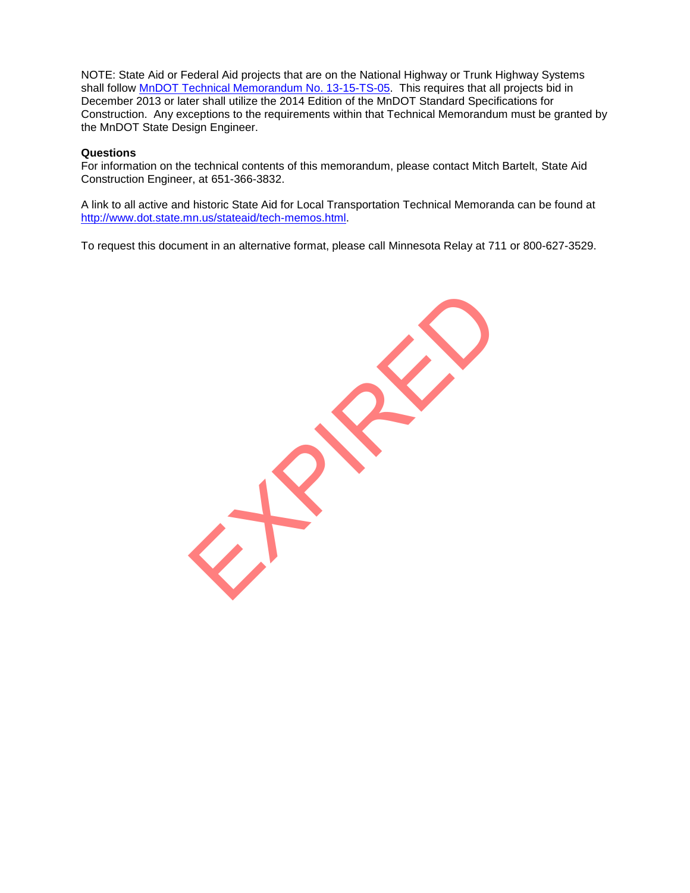NOTE: State Aid or Federal Aid projects that are on the National Highway or Trunk Highway Systems shall follow [MnDOT Technical Memorandum No. 13-15-TS-05](). This requires that all projects bid in December 2013 or later shall utilize the 2014 Edition of the MnDOT Standard Specifications for Construction. Any exceptions to the requirements within that Technical Memorandum must be granted by the MnDOT State Design Engineer.

**Questions**

For information on the technical contents of this memorandum, please contact Mitch Bartelt, State Aid Construction Engineer, at 651-366-3832.

A link to all active and historic State Aid for Local Transportation Technical Memoranda can be found at http://www.dot.state.mn.us/stateaid/tech-memos.html.

To request this document in an alternative format, please call Minnesota Relay at 711 or 800-627-3529.

EXPIRED